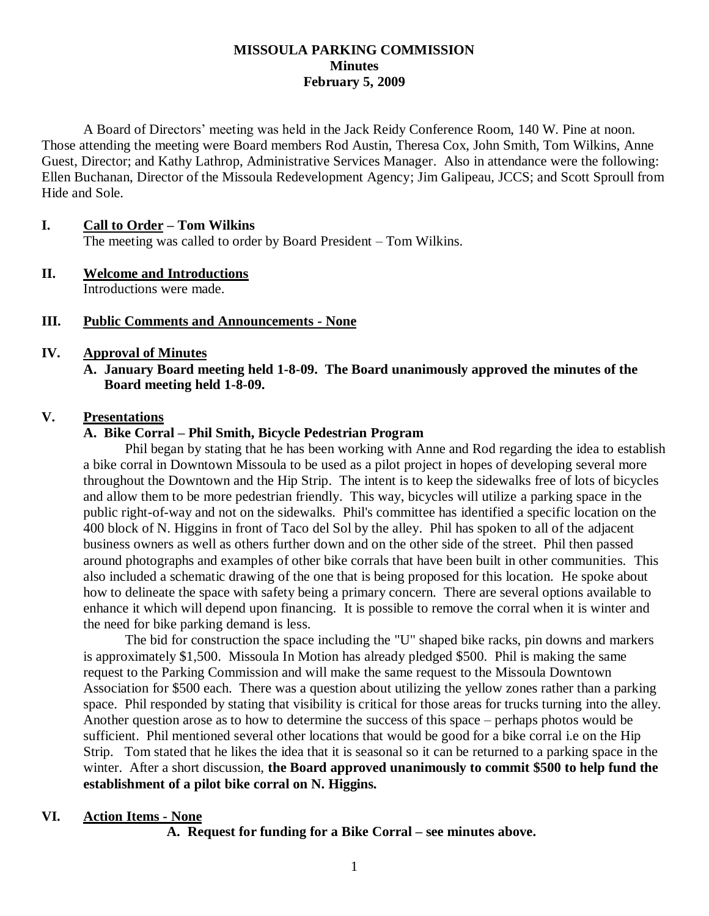# MISSOULA PARKING COMMISSION
**Minutes**
**February 5, 2009**

A Board of Directors' meeting was held in the Jack Reidy Conference Room, 140 W. Pine at noon. Those attending the meeting were Board members Rod Austin, Theresa Cox, John Smith, Tom Wilkins, Anne Guest, Director; and Kathy Lathrop, Administrative Services Manager. Also in attendance were the following: Ellen Buchanan, Director of the Missoula Redevelopment Agency; Jim Galipeau, JCCS; and Scott Sproull from Hide and Sole.

## I. Call to Order – Tom Wilkins

The meeting was called to order by Board President – Tom Wilkins.

## II. Welcome and Introductions

Introductions were made.

## III. Public Comments and Announcements - None

## IV. Approval of Minutes

**A. January Board meeting held 1-8-09. The Board unanimously approved the minutes of the Board meeting held 1-8-09.**

## V. Presentations

### A. Bike Corral – Phil Smith, Bicycle Pedestrian Program

Phil began by stating that he has been working with Anne and Rod regarding the idea to establish a bike corral in Downtown Missoula to be used as a pilot project in hopes of developing several more throughout the Downtown and the Hip Strip. The intent is to keep the sidewalks free of lots of bicycles and allow them to be more pedestrian friendly. This way, bicycles will utilize a parking space in the public right-of-way and not on the sidewalks. Phil's committee has identified a specific location on the 400 block of N. Higgins in front of Taco del Sol by the alley. Phil has spoken to all of the adjacent business owners as well as others further down and on the other side of the street. Phil then passed around photographs and examples of other bike corrals that have been built in other communities. This also included a schematic drawing of the one that is being proposed for this location. He spoke about how to delineate the space with safety being a primary concern. There are several options available to enhance it which will depend upon financing. It is possible to remove the corral when it is winter and the need for bike parking demand is less.

The bid for construction the space including the "U" shaped bike racks, pin downs and markers is approximately $1,500. Missoula In Motion has already pledged $500. Phil is making the same request to the Parking Commission and will make the same request to the Missoula Downtown Association for $500 each. There was a question about utilizing the yellow zones rather than a parking space. Phil responded by stating that visibility is critical for those areas for trucks turning into the alley. Another question arose as to how to determine the success of this space – perhaps photos would be sufficient. Phil mentioned several other locations that would be good for a bike corral i.e on the Hip Strip. Tom stated that he likes the idea that it is seasonal so it can be returned to a parking space in the winter. After a short discussion, **the Board approved unanimously to commit $500 to help fund the establishment of a pilot bike corral on N. Higgins.**

## VI. Action Items - None

**A. Request for funding for a Bike Corral – see minutes above.**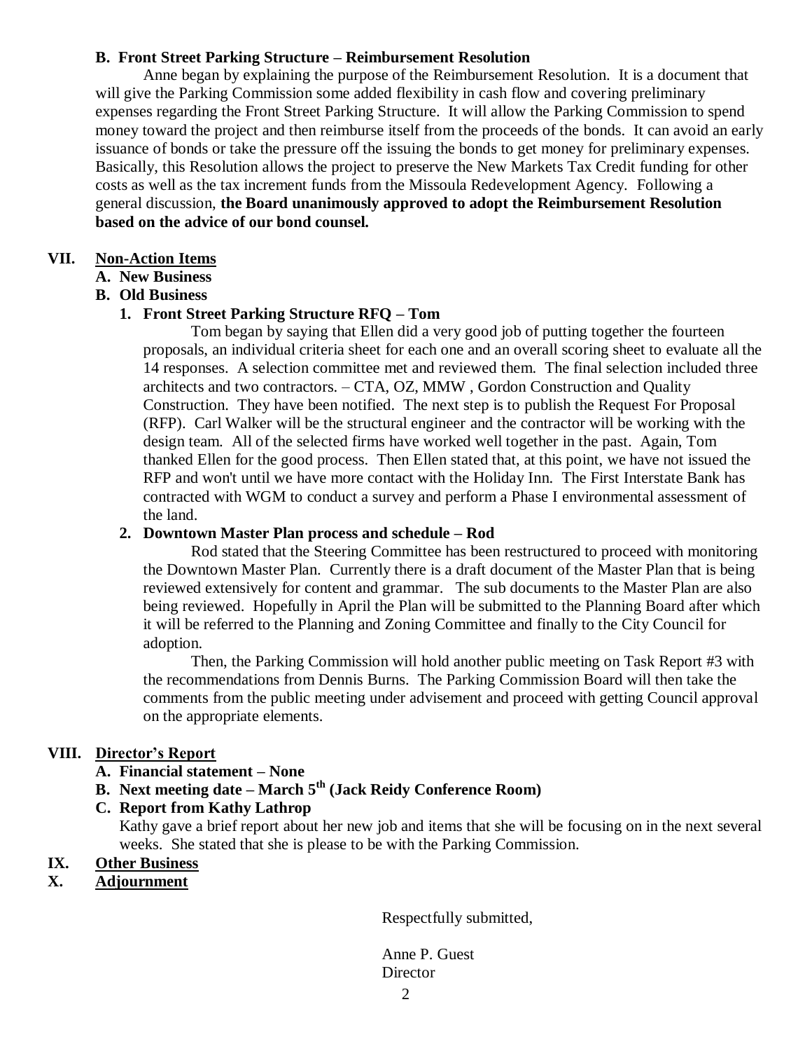**B. Front Street Parking Structure – Reimbursement Resolution**

Anne began by explaining the purpose of the Reimbursement Resolution. It is a document that will give the Parking Commission some added flexibility in cash flow and covering preliminary expenses regarding the Front Street Parking Structure. It will allow the Parking Commission to spend money toward the project and then reimburse itself from the proceeds of the bonds. It can avoid an early issuance of bonds or take the pressure off the issuing the bonds to get money for preliminary expenses. Basically, this Resolution allows the project to preserve the New Markets Tax Credit funding for other costs as well as the tax increment funds from the Missoula Redevelopment Agency. Following a general discussion, **the Board unanimously approved to adopt the Reimbursement Resolution based on the advice of our bond counsel.**

## VII. Non-Action Items

**A. New Business**

**B. Old Business**

**1. Front Street Parking Structure RFQ – Tom**

Tom began by saying that Ellen did a very good job of putting together the fourteen proposals, an individual criteria sheet for each one and an overall scoring sheet to evaluate all the 14 responses. A selection committee met and reviewed them. The final selection included three architects and two contractors. – CTA, OZ, MMW , Gordon Construction and Quality Construction. They have been notified. The next step is to publish the Request For Proposal (RFP). Carl Walker will be the structural engineer and the contractor will be working with the design team. All of the selected firms have worked well together in the past. Again, Tom thanked Ellen for the good process. Then Ellen stated that, at this point, we have not issued the RFP and won't until we have more contact with the Holiday Inn. The First Interstate Bank has contracted with WGM to conduct a survey and perform a Phase I environmental assessment of the land.

**2. Downtown Master Plan process and schedule – Rod**

Rod stated that the Steering Committee has been restructured to proceed with monitoring the Downtown Master Plan. Currently there is a draft document of the Master Plan that is being reviewed extensively for content and grammar. The sub documents to the Master Plan are also being reviewed. Hopefully in April the Plan will be submitted to the Planning Board after which it will be referred to the Planning and Zoning Committee and finally to the City Council for adoption.

Then, the Parking Commission will hold another public meeting on Task Report #3 with the recommendations from Dennis Burns. The Parking Commission Board will then take the comments from the public meeting under advisement and proceed with getting Council approval on the appropriate elements.

## VIII. Director's Report

**A. Financial statement – None**

**B. Next meeting date – March 5th (Jack Reidy Conference Room)**

**C. Report from Kathy Lathrop**

Kathy gave a brief report about her new job and items that she will be focusing on in the next several weeks. She stated that she is please to be with the Parking Commission.

## IX. Other Business

## X. Adjournment

Respectfully submitted,

Anne P. Guest
Director